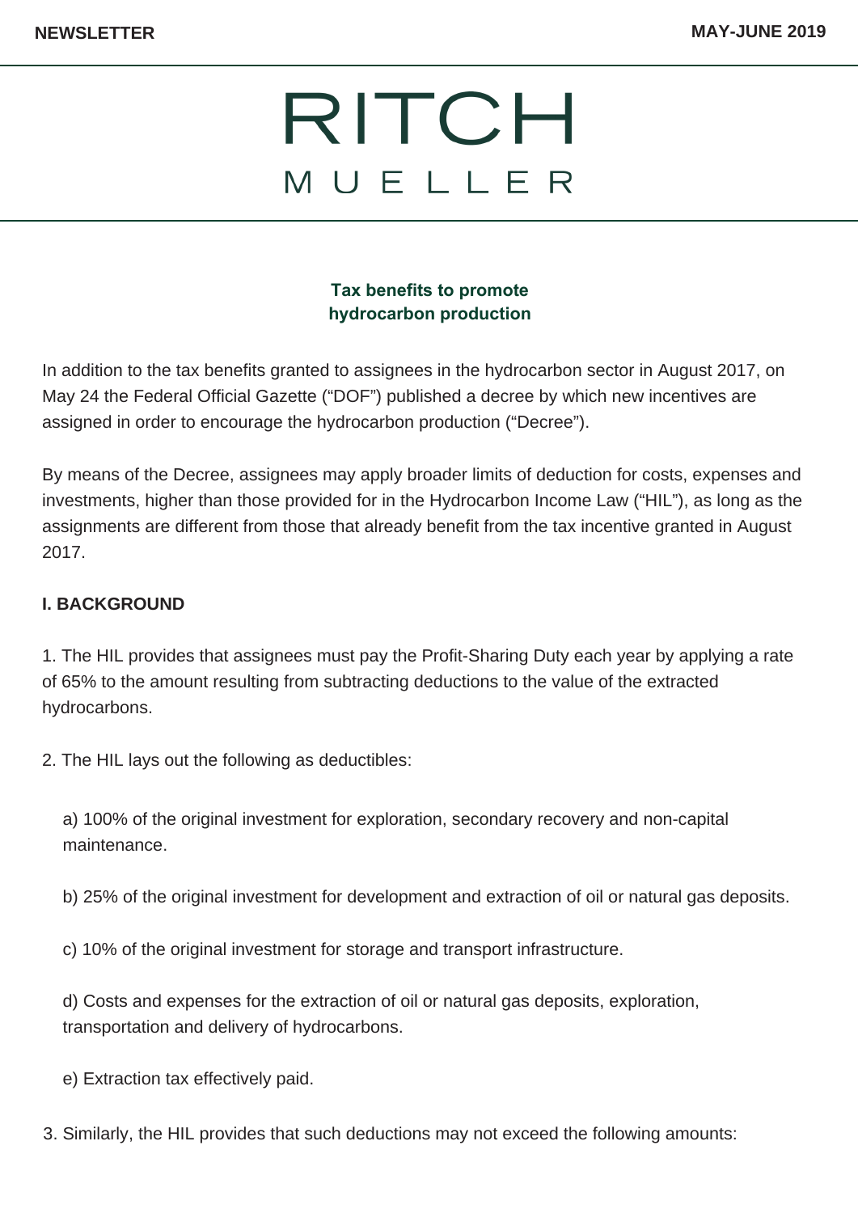NEWSLETTER MAY-JUNE 2019

# RITCH MUELLER

## Tax benefits to promote hydrocarbon production

In addition to the tax benefits granted to assignees in the hydrocarbon sector in August 2017, on May 24 the Federal Official Gazette ("DOF") published a decree by which new incentives are assigned in order to encourage the hydrocarbon production ("Decree").

By means of the Decree, assignees may apply broader limits of deduction for costs, expenses and investments, higher than those provided for in the Hydrocarbon Income Law ("HIL"), as long as the assignments are different from those that already benefit from the tax incentive granted in August 2017.

### I. BACKGROUND

1. The HIL provides that assignees must pay the Profit-Sharing Duty each year by applying a rate of 65% to the amount resulting from subtracting deductions to the value of the extracted hydrocarbons.

2. The HIL lays out the following as deductibles:

   a) 100% of the original investment for exploration, secondary recovery and non-capital maintenance.

   b) 25% of the original investment for development and extraction of oil or natural gas deposits.

   c) 10% of the original investment for storage and transport infrastructure.

   d) Costs and expenses for the extraction of oil or natural gas deposits, exploration, transportation and delivery of hydrocarbons.

   e) Extraction tax effectively paid.

3. Similarly, the HIL provides that such deductions may not exceed the following amounts: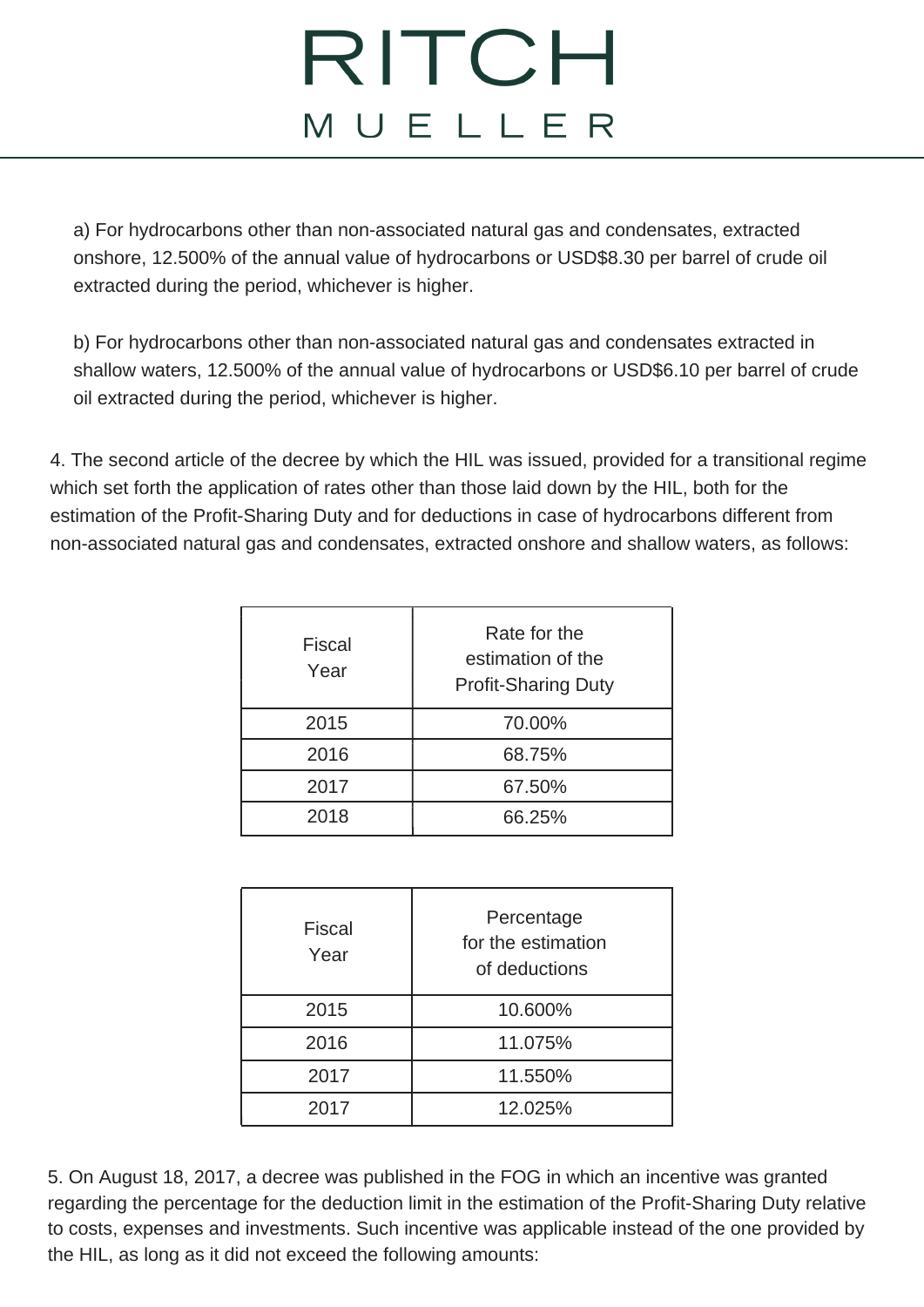a) For hydrocarbons other than non-associated natural gas and condensates, extracted onshore, 12.500% of the annual value of hydrocarbons or USD$8.30 per barrel of crude oil extracted during the period, whichever is higher.

b) For hydrocarbons other than non-associated natural gas and condensates extracted in shallow waters, 12.500% of the annual value of hydrocarbons or USD$6.10 per barrel of crude oil extracted during the period, whichever is higher.

4. The second article of the decree by which the HIL was issued, provided for a transitional regime which set forth the application of rates other than those laid down by the HIL, both for the estimation of the Profit-Sharing Duty and for deductions in case of hydrocarbons different from non-associated natural gas and condensates, extracted onshore and shallow waters, as follows:

| Fiscal Year | Rate for the estimation of the Profit-Sharing Duty |
|---|---|
| 2015 | 70.00% |
| 2016 | 68.75% |
| 2017 | 67.50% |
| 2018 | 66.25% |

| Fiscal Year | Percentage for the estimation of deductions |
|---|---|
| 2015 | 10.600% |
| 2016 | 11.075% |
| 2017 | 11.550% |
| 2017 | 12.025% |

5. On August 18, 2017, a decree was published in the FOG in which an incentive was granted regarding the percentage for the deduction limit in the estimation of the Profit-Sharing Duty relative to costs, expenses and investments. Such incentive was applicable instead of the one provided by the HIL, as long as it did not exceed the following amounts: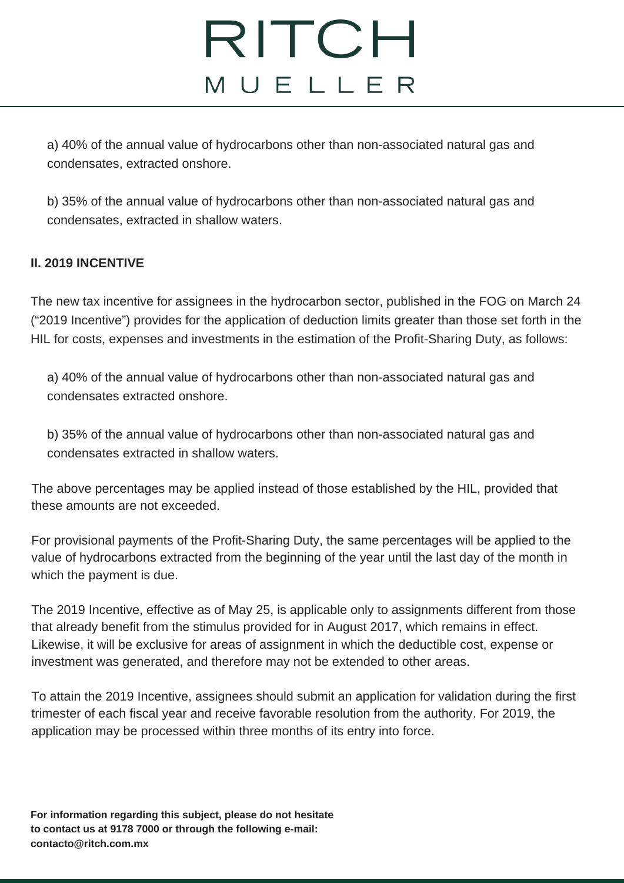a) 40% of the annual value of hydrocarbons other than non-associated natural gas and condensates, extracted onshore.

b) 35% of the annual value of hydrocarbons other than non-associated natural gas and condensates, extracted in shallow waters.

**II. 2019 INCENTIVE**

The new tax incentive for assignees in the hydrocarbon sector, published in the FOG on March 24 ("2019 Incentive") provides for the application of deduction limits greater than those set forth in the HIL for costs, expenses and investments in the estimation of the Profit-Sharing Duty, as follows:

a) 40% of the annual value of hydrocarbons other than non-associated natural gas and condensates extracted onshore.

b) 35% of the annual value of hydrocarbons other than non-associated natural gas and condensates extracted in shallow waters.

The above percentages may be applied instead of those established by the HIL, provided that these amounts are not exceeded.

For provisional payments of the Profit-Sharing Duty, the same percentages will be applied to the value of hydrocarbons extracted from the beginning of the year until the last day of the month in which the payment is due.

The 2019 Incentive, effective as of May 25, is applicable only to assignments different from those that already benefit from the stimulus provided for in August 2017, which remains in effect. Likewise, it will be exclusive for areas of assignment in which the deductible cost, expense or investment was generated, and therefore may not be extended to other areas.

To attain the 2019 Incentive, assignees should submit an application for validation during the first trimester of each fiscal year and receive favorable resolution from the authority. For 2019, the application may be processed within three months of its entry into force.

**For information regarding this subject, please do not hesitate to contact us at 9178 7000 or through the following e-mail: contacto@ritch.com.mx**